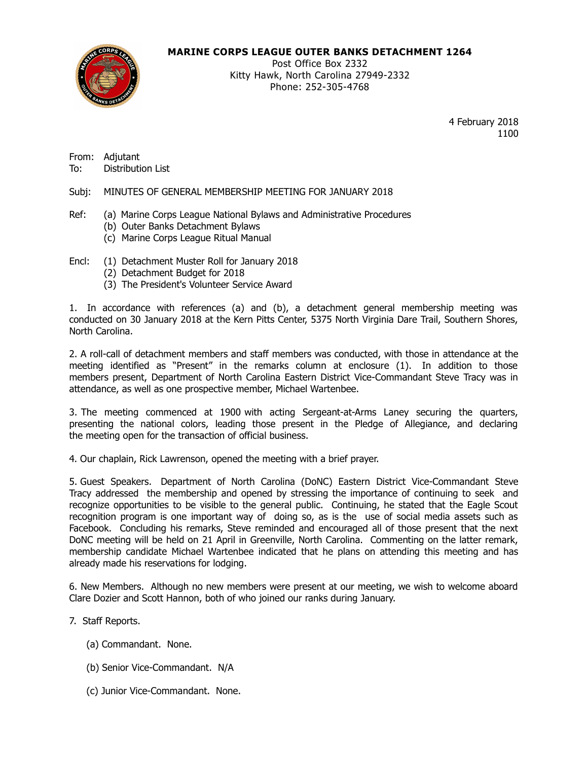**MARINE CORPS LEAGUE OUTER BANKS DETACHMENT 1264**
Post Office Box 2332
Kitty Hawk, North Carolina 27949-2332
Phone: 252-305-4768

4 February 2018
1100

From: Adjutant
To: Distribution List

Subj: MINUTES OF GENERAL MEMBERSHIP MEETING FOR JANUARY 2018

Ref: (a) Marine Corps League National Bylaws and Administrative Procedures
(b) Outer Banks Detachment Bylaws
(c) Marine Corps League Ritual Manual

Encl: (1) Detachment Muster Roll for January 2018
(2) Detachment Budget for 2018
(3) The President's Volunteer Service Award

1. In accordance with references (a) and (b), a detachment general membership meeting was conducted on 30 January 2018 at the Kern Pitts Center, 5375 North Virginia Dare Trail, Southern Shores, North Carolina.

2. A roll-call of detachment members and staff members was conducted, with those in attendance at the meeting identified as "Present" in the remarks column at enclosure (1). In addition to those members present, Department of North Carolina Eastern District Vice-Commandant Steve Tracy was in attendance, as well as one prospective member, Michael Wartenbee.

3. The meeting commenced at 1900 with acting Sergeant-at-Arms Laney securing the quarters, presenting the national colors, leading those present in the Pledge of Allegiance, and declaring the meeting open for the transaction of official business.

4. Our chaplain, Rick Lawrenson, opened the meeting with a brief prayer.

5. Guest Speakers. Department of North Carolina (DoNC) Eastern District Vice-Commandant Steve Tracy addressed the membership and opened by stressing the importance of continuing to seek and recognize opportunities to be visible to the general public. Continuing, he stated that the Eagle Scout recognition program is one important way of doing so, as is the use of social media assets such as Facebook. Concluding his remarks, Steve reminded and encouraged all of those present that the next DoNC meeting will be held on 21 April in Greenville, North Carolina. Commenting on the latter remark, membership candidate Michael Wartenbee indicated that he plans on attending this meeting and has already made his reservations for lodging.

6. New Members. Although no new members were present at our meeting, we wish to welcome aboard Clare Dozier and Scott Hannon, both of who joined our ranks during January.

7. Staff Reports.

(a) Commandant. None.

(b) Senior Vice-Commandant. N/A

(c) Junior Vice-Commandant. None.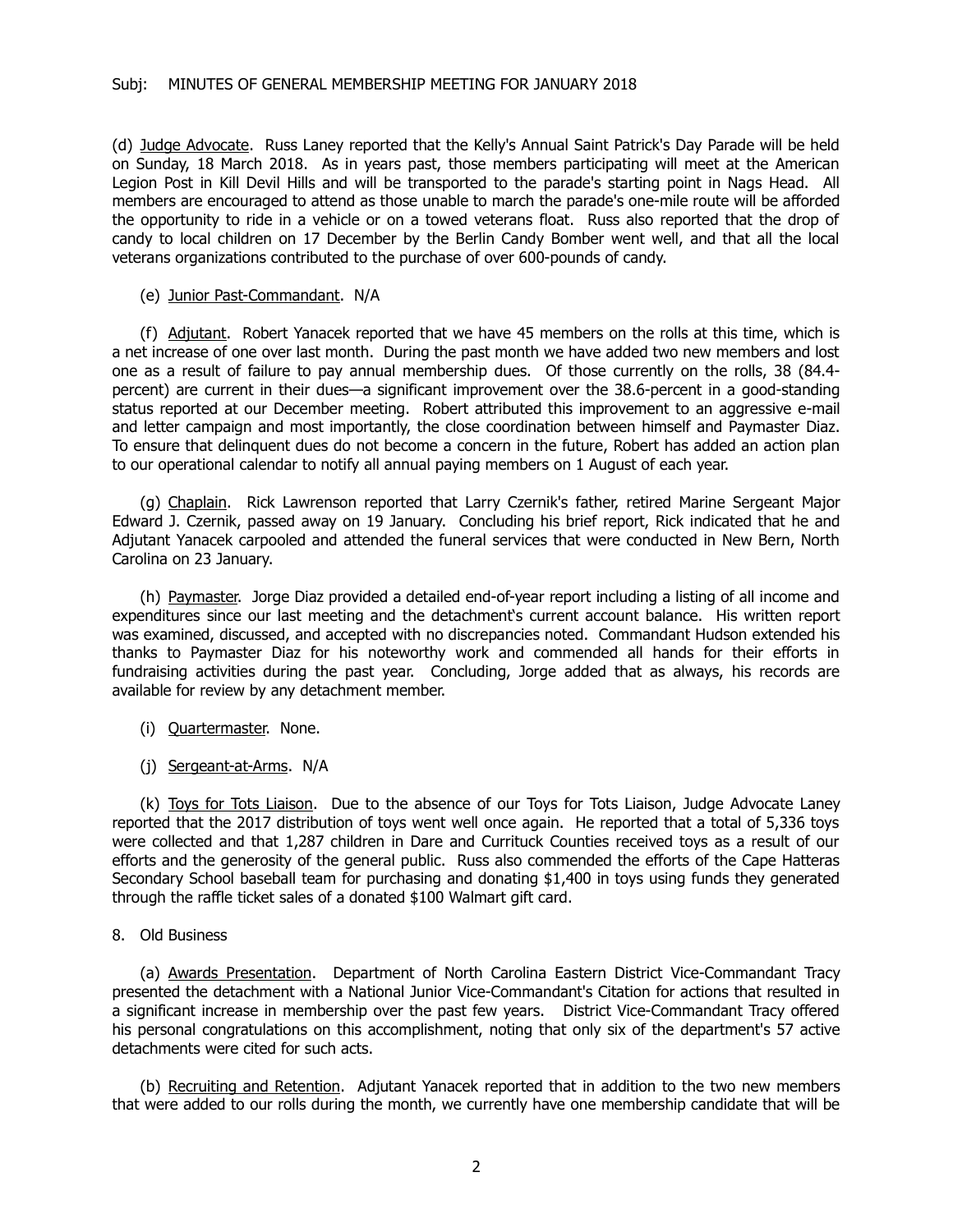(d) Judge Advocate. Russ Laney reported that the Kelly's Annual Saint Patrick's Day Parade will be held on Sunday, 18 March 2018. As in years past, those members participating will meet at the American Legion Post in Kill Devil Hills and will be transported to the parade's starting point in Nags Head. All members are encouraged to attend as those unable to march the parade's one-mile route will be afforded the opportunity to ride in a vehicle or on a towed veterans float. Russ also reported that the drop of candy to local children on 17 December by the Berlin Candy Bomber went well, and that all the local veterans organizations contributed to the purchase of over 600-pounds of candy.

(e) Junior Past-Commandant. N/A

(f) Adjutant. Robert Yanacek reported that we have 45 members on the rolls at this time, which is a net increase of one over last month. During the past month we have added two new members and lost one as a result of failure to pay annual membership dues. Of those currently on the rolls, 38 (84.4-percent) are current in their dues—a significant improvement over the 38.6-percent in a good-standing status reported at our December meeting. Robert attributed this improvement to an aggressive e-mail and letter campaign and most importantly, the close coordination between himself and Paymaster Diaz. To ensure that delinquent dues do not become a concern in the future, Robert has added an action plan to our operational calendar to notify all annual paying members on 1 August of each year.

(g) Chaplain. Rick Lawrenson reported that Larry Czernik's father, retired Marine Sergeant Major Edward J. Czernik, passed away on 19 January. Concluding his brief report, Rick indicated that he and Adjutant Yanacek carpooled and attended the funeral services that were conducted in New Bern, North Carolina on 23 January.

(h) Paymaster. Jorge Diaz provided a detailed end-of-year report including a listing of all income and expenditures since our last meeting and the detachment's current account balance. His written report was examined, discussed, and accepted with no discrepancies noted. Commandant Hudson extended his thanks to Paymaster Diaz for his noteworthy work and commended all hands for their efforts in fundraising activities during the past year. Concluding, Jorge added that as always, his records are available for review by any detachment member.

(i) Quartermaster. None.

(j) Sergeant-at-Arms. N/A

(k) Toys for Tots Liaison. Due to the absence of our Toys for Tots Liaison, Judge Advocate Laney reported that the 2017 distribution of toys went well once again. He reported that a total of 5,336 toys were collected and that 1,287 children in Dare and Currituck Counties received toys as a result of our efforts and the generosity of the general public. Russ also commended the efforts of the Cape Hatteras Secondary School baseball team for purchasing and donating $1,400 in toys using funds they generated through the raffle ticket sales of a donated $100 Walmart gift card.

8. Old Business

(a) Awards Presentation. Department of North Carolina Eastern District Vice-Commandant Tracy presented the detachment with a National Junior Vice-Commandant's Citation for actions that resulted in a significant increase in membership over the past few years. District Vice-Commandant Tracy offered his personal congratulations on this accomplishment, noting that only six of the department's 57 active detachments were cited for such acts.

(b) Recruiting and Retention. Adjutant Yanacek reported that in addition to the two new members that were added to our rolls during the month, we currently have one membership candidate that will be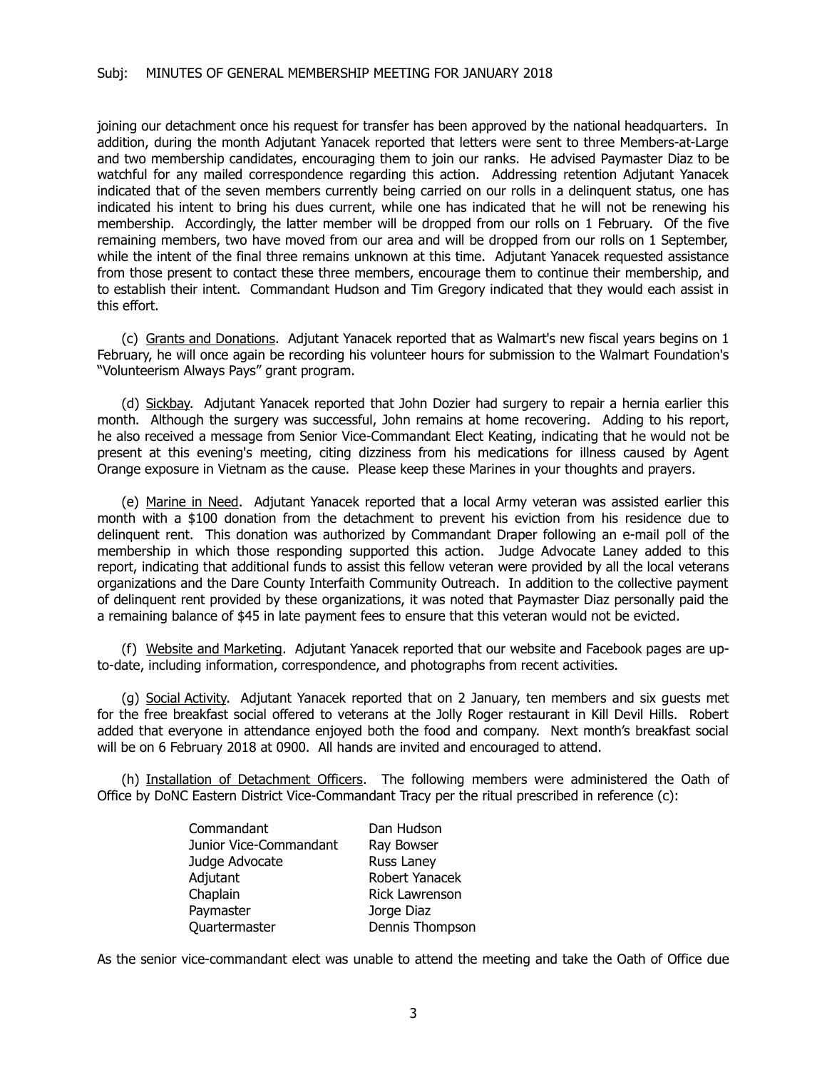joining our detachment once his request for transfer has been approved by the national headquarters. In addition, during the month Adjutant Yanacek reported that letters were sent to three Members-at-Large and two membership candidates, encouraging them to join our ranks. He advised Paymaster Diaz to be watchful for any mailed correspondence regarding this action. Addressing retention Adjutant Yanacek indicated that of the seven members currently being carried on our rolls in a delinquent status, one has indicated his intent to bring his dues current, while one has indicated that he will not be renewing his membership. Accordingly, the latter member will be dropped from our rolls on 1 February. Of the five remaining members, two have moved from our area and will be dropped from our rolls on 1 September, while the intent of the final three remains unknown at this time. Adjutant Yanacek requested assistance from those present to contact these three members, encourage them to continue their membership, and to establish their intent. Commandant Hudson and Tim Gregory indicated that they would each assist in this effort.

(c) Grants and Donations. Adjutant Yanacek reported that as Walmart's new fiscal years begins on 1 February, he will once again be recording his volunteer hours for submission to the Walmart Foundation's "Volunteerism Always Pays" grant program.

(d) Sickbay. Adjutant Yanacek reported that John Dozier had surgery to repair a hernia earlier this month. Although the surgery was successful, John remains at home recovering. Adding to his report, he also received a message from Senior Vice-Commandant Elect Keating, indicating that he would not be present at this evening's meeting, citing dizziness from his medications for illness caused by Agent Orange exposure in Vietnam as the cause. Please keep these Marines in your thoughts and prayers.

(e) Marine in Need. Adjutant Yanacek reported that a local Army veteran was assisted earlier this month with a $100 donation from the detachment to prevent his eviction from his residence due to delinquent rent. This donation was authorized by Commandant Draper following an e-mail poll of the membership in which those responding supported this action. Judge Advocate Laney added to this report, indicating that additional funds to assist this fellow veteran were provided by all the local veterans organizations and the Dare County Interfaith Community Outreach. In addition to the collective payment of delinquent rent provided by these organizations, it was noted that Paymaster Diaz personally paid the a remaining balance of $45 in late payment fees to ensure that this veteran would not be evicted.

(f) Website and Marketing. Adjutant Yanacek reported that our website and Facebook pages are up-to-date, including information, correspondence, and photographs from recent activities.

(g) Social Activity. Adjutant Yanacek reported that on 2 January, ten members and six guests met for the free breakfast social offered to veterans at the Jolly Roger restaurant in Kill Devil Hills. Robert added that everyone in attendance enjoyed both the food and company. Next month's breakfast social will be on 6 February 2018 at 0900. All hands are invited and encouraged to attend.

(h) Installation of Detachment Officers. The following members were administered the Oath of Office by DoNC Eastern District Vice-Commandant Tracy per the ritual prescribed in reference (c):

| | |
|---|---|
| Commandant | Dan Hudson |
| Junior Vice-Commandant | Ray Bowser |
| Judge Advocate | Russ Laney |
| Adjutant | Robert Yanacek |
| Chaplain | Rick Lawrenson |
| Paymaster | Jorge Diaz |
| Quartermaster | Dennis Thompson |

As the senior vice-commandant elect was unable to attend the meeting and take the Oath of Office due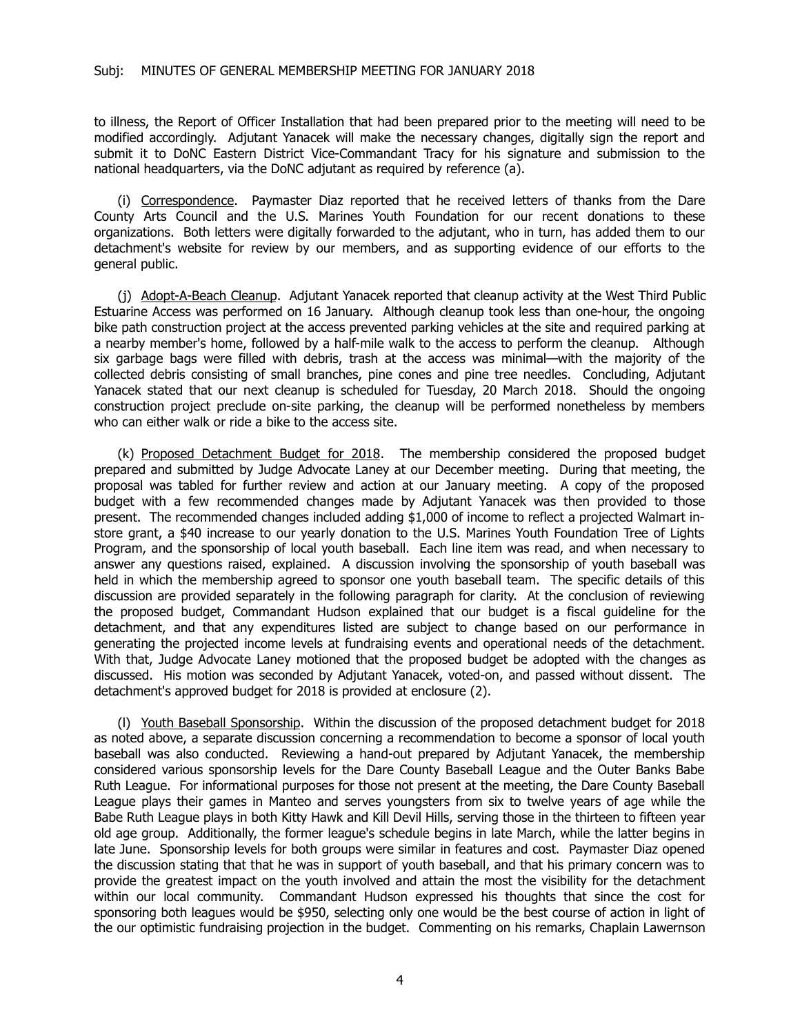to illness, the Report of Officer Installation that had been prepared prior to the meeting will need to be modified accordingly. Adjutant Yanacek will make the necessary changes, digitally sign the report and submit it to DoNC Eastern District Vice-Commandant Tracy for his signature and submission to the national headquarters, via the DoNC adjutant as required by reference (a).

(i) Correspondence. Paymaster Diaz reported that he received letters of thanks from the Dare County Arts Council and the U.S. Marines Youth Foundation for our recent donations to these organizations. Both letters were digitally forwarded to the adjutant, who in turn, has added them to our detachment's website for review by our members, and as supporting evidence of our efforts to the general public.

(j) Adopt-A-Beach Cleanup. Adjutant Yanacek reported that cleanup activity at the West Third Public Estuarine Access was performed on 16 January. Although cleanup took less than one-hour, the ongoing bike path construction project at the access prevented parking vehicles at the site and required parking at a nearby member's home, followed by a half-mile walk to the access to perform the cleanup. Although six garbage bags were filled with debris, trash at the access was minimal—with the majority of the collected debris consisting of small branches, pine cones and pine tree needles. Concluding, Adjutant Yanacek stated that our next cleanup is scheduled for Tuesday, 20 March 2018. Should the ongoing construction project preclude on-site parking, the cleanup will be performed nonetheless by members who can either walk or ride a bike to the access site.

(k) Proposed Detachment Budget for 2018. The membership considered the proposed budget prepared and submitted by Judge Advocate Laney at our December meeting. During that meeting, the proposal was tabled for further review and action at our January meeting. A copy of the proposed budget with a few recommended changes made by Adjutant Yanacek was then provided to those present. The recommended changes included adding $1,000 of income to reflect a projected Walmart in-store grant, a $40 increase to our yearly donation to the U.S. Marines Youth Foundation Tree of Lights Program, and the sponsorship of local youth baseball. Each line item was read, and when necessary to answer any questions raised, explained. A discussion involving the sponsorship of youth baseball was held in which the membership agreed to sponsor one youth baseball team. The specific details of this discussion are provided separately in the following paragraph for clarity. At the conclusion of reviewing the proposed budget, Commandant Hudson explained that our budget is a fiscal guideline for the detachment, and that any expenditures listed are subject to change based on our performance in generating the projected income levels at fundraising events and operational needs of the detachment. With that, Judge Advocate Laney motioned that the proposed budget be adopted with the changes as discussed. His motion was seconded by Adjutant Yanacek, voted-on, and passed without dissent. The detachment's approved budget for 2018 is provided at enclosure (2).

(l) Youth Baseball Sponsorship. Within the discussion of the proposed detachment budget for 2018 as noted above, a separate discussion concerning a recommendation to become a sponsor of local youth baseball was also conducted. Reviewing a hand-out prepared by Adjutant Yanacek, the membership considered various sponsorship levels for the Dare County Baseball League and the Outer Banks Babe Ruth League. For informational purposes for those not present at the meeting, the Dare County Baseball League plays their games in Manteo and serves youngsters from six to twelve years of age while the Babe Ruth League plays in both Kitty Hawk and Kill Devil Hills, serving those in the thirteen to fifteen year old age group. Additionally, the former league's schedule begins in late March, while the latter begins in late June. Sponsorship levels for both groups were similar in features and cost. Paymaster Diaz opened the discussion stating that that he was in support of youth baseball, and that his primary concern was to provide the greatest impact on the youth involved and attain the most the visibility for the detachment within our local community. Commandant Hudson expressed his thoughts that since the cost for sponsoring both leagues would be $950, selecting only one would be the best course of action in light of the our optimistic fundraising projection in the budget. Commenting on his remarks, Chaplain Lawernson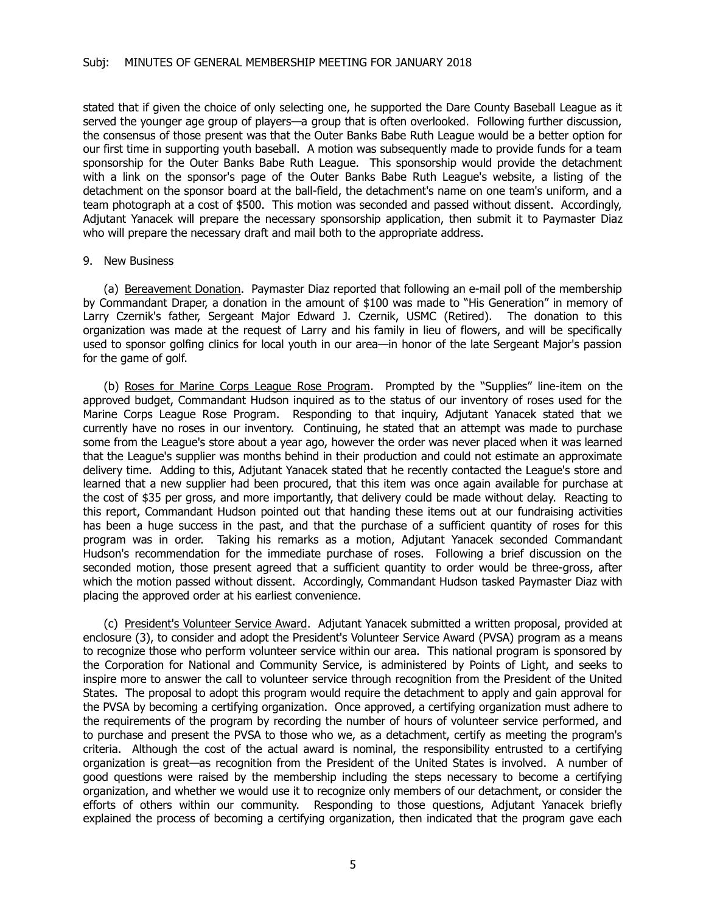stated that if given the choice of only selecting one, he supported the Dare County Baseball League as it served the younger age group of players—a group that is often overlooked. Following further discussion, the consensus of those present was that the Outer Banks Babe Ruth League would be a better option for our first time in supporting youth baseball. A motion was subsequently made to provide funds for a team sponsorship for the Outer Banks Babe Ruth League. This sponsorship would provide the detachment with a link on the sponsor's page of the Outer Banks Babe Ruth League's website, a listing of the detachment on the sponsor board at the ball-field, the detachment's name on one team's uniform, and a team photograph at a cost of $500. This motion was seconded and passed without dissent. Accordingly, Adjutant Yanacek will prepare the necessary sponsorship application, then submit it to Paymaster Diaz who will prepare the necessary draft and mail both to the appropriate address.

9. New Business

(a) <u>Bereavement Donation</u>. Paymaster Diaz reported that following an e-mail poll of the membership by Commandant Draper, a donation in the amount of $100 was made to "His Generation" in memory of Larry Czernik's father, Sergeant Major Edward J. Czernik, USMC (Retired). The donation to this organization was made at the request of Larry and his family in lieu of flowers, and will be specifically used to sponsor golfing clinics for local youth in our area—in honor of the late Sergeant Major's passion for the game of golf.

(b) <u>Roses for Marine Corps League Rose Program</u>. Prompted by the "Supplies" line-item on the approved budget, Commandant Hudson inquired as to the status of our inventory of roses used for the Marine Corps League Rose Program. Responding to that inquiry, Adjutant Yanacek stated that we currently have no roses in our inventory. Continuing, he stated that an attempt was made to purchase some from the League's store about a year ago, however the order was never placed when it was learned that the League's supplier was months behind in their production and could not estimate an approximate delivery time. Adding to this, Adjutant Yanacek stated that he recently contacted the League's store and learned that a new supplier had been procured, that this item was once again available for purchase at the cost of $35 per gross, and more importantly, that delivery could be made without delay. Reacting to this report, Commandant Hudson pointed out that handing these items out at our fundraising activities has been a huge success in the past, and that the purchase of a sufficient quantity of roses for this program was in order. Taking his remarks as a motion, Adjutant Yanacek seconded Commandant Hudson's recommendation for the immediate purchase of roses. Following a brief discussion on the seconded motion, those present agreed that a sufficient quantity to order would be three-gross, after which the motion passed without dissent. Accordingly, Commandant Hudson tasked Paymaster Diaz with placing the approved order at his earliest convenience.

(c) <u>President's Volunteer Service Award</u>. Adjutant Yanacek submitted a written proposal, provided at enclosure (3), to consider and adopt the President's Volunteer Service Award (PVSA) program as a means to recognize those who perform volunteer service within our area. This national program is sponsored by the Corporation for National and Community Service, is administered by Points of Light, and seeks to inspire more to answer the call to volunteer service through recognition from the President of the United States. The proposal to adopt this program would require the detachment to apply and gain approval for the PVSA by becoming a certifying organization. Once approved, a certifying organization must adhere to the requirements of the program by recording the number of hours of volunteer service performed, and to purchase and present the PVSA to those who we, as a detachment, certify as meeting the program's criteria. Although the cost of the actual award is nominal, the responsibility entrusted to a certifying organization is great—as recognition from the President of the United States is involved. A number of good questions were raised by the membership including the steps necessary to become a certifying organization, and whether we would use it to recognize only members of our detachment, or consider the efforts of others within our community. Responding to those questions, Adjutant Yanacek briefly explained the process of becoming a certifying organization, then indicated that the program gave each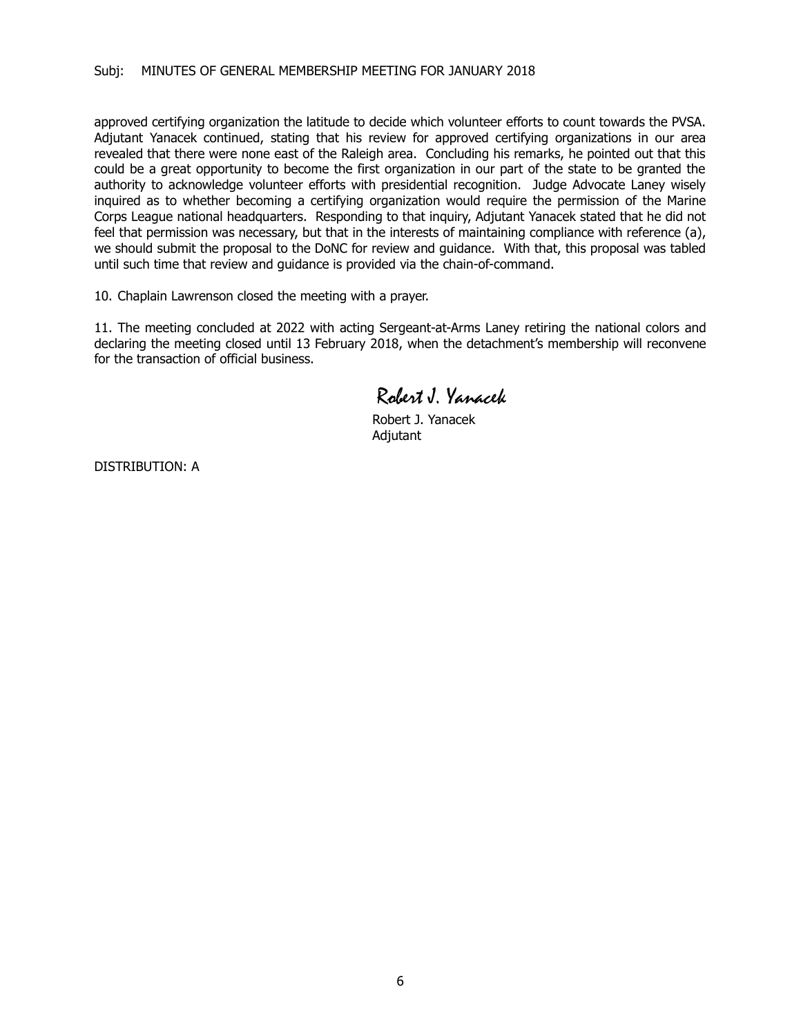approved certifying organization the latitude to decide which volunteer efforts to count towards the PVSA. Adjutant Yanacek continued, stating that his review for approved certifying organizations in our area revealed that there were none east of the Raleigh area. Concluding his remarks, he pointed out that this could be a great opportunity to become the first organization in our part of the state to be granted the authority to acknowledge volunteer efforts with presidential recognition. Judge Advocate Laney wisely inquired as to whether becoming a certifying organization would require the permission of the Marine Corps League national headquarters. Responding to that inquiry, Adjutant Yanacek stated that he did not feel that permission was necessary, but that in the interests of maintaining compliance with reference (a), we should submit the proposal to the DoNC for review and guidance. With that, this proposal was tabled until such time that review and guidance is provided via the chain-of-command.

10. Chaplain Lawrenson closed the meeting with a prayer.

11. The meeting concluded at 2022 with acting Sergeant-at-Arms Laney retiring the national colors and declaring the meeting closed until 13 February 2018, when the detachment's membership will reconvene for the transaction of official business.

Robert J. Yanacek

Robert J. Yanacek
Adjutant

DISTRIBUTION: A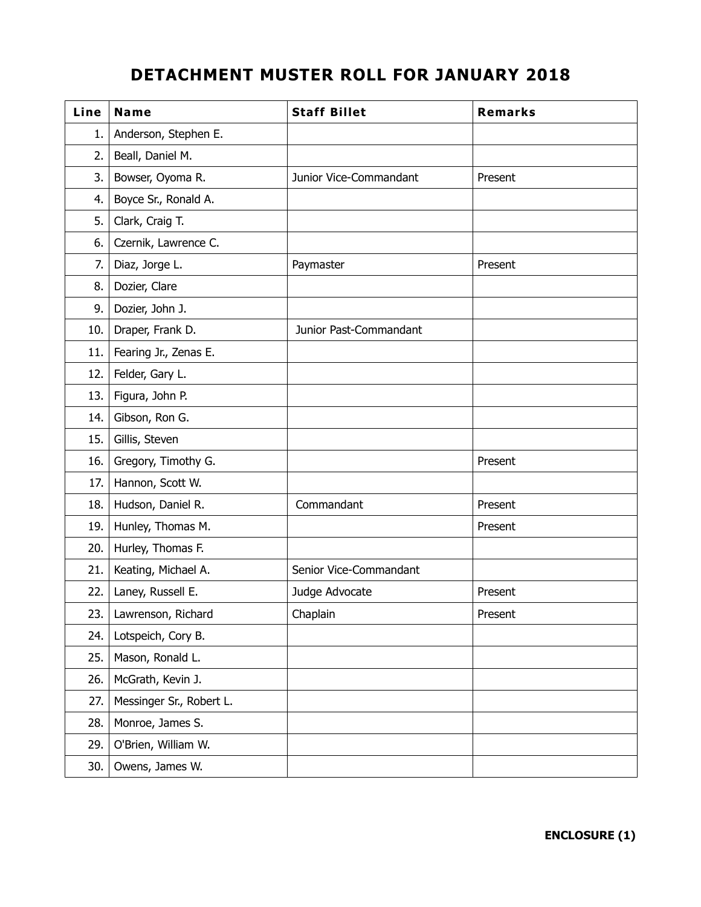# DETACHMENT MUSTER ROLL FOR JANUARY 2018

| Line | Name | Staff Billet | Remarks |
|---|---|---|---|
| 1. | Anderson, Stephen E. | | |
| 2. | Beall, Daniel M. | | |
| 3. | Bowser, Oyoma R. | Junior Vice-Commandant | Present |
| 4. | Boyce Sr., Ronald A. | | |
| 5. | Clark, Craig T. | | |
| 6. | Czernik, Lawrence C. | | |
| 7. | Diaz, Jorge L. | Paymaster | Present |
| 8. | Dozier, Clare | | |
| 9. | Dozier, John J. | | |
| 10. | Draper, Frank D. | Junior Past-Commandant | |
| 11. | Fearing Jr., Zenas E. | | |
| 12. | Felder, Gary L. | | |
| 13. | Figura, John P. | | |
| 14. | Gibson, Ron G. | | |
| 15. | Gillis, Steven | | |
| 16. | Gregory, Timothy G. | | Present |
| 17. | Hannon, Scott W. | | |
| 18. | Hudson, Daniel R. | Commandant | Present |
| 19. | Hunley, Thomas M. | | Present |
| 20. | Hurley, Thomas F. | | |
| 21. | Keating, Michael A. | Senior Vice-Commandant | |
| 22. | Laney, Russell E. | Judge Advocate | Present |
| 23. | Lawrenson, Richard | Chaplain | Present |
| 24. | Lotspeich, Cory B. | | |
| 25. | Mason, Ronald L. | | |
| 26. | McGrath, Kevin J. | | |
| 27. | Messinger Sr., Robert L. | | |
| 28. | Monroe, James S. | | |
| 29. | O'Brien, William W. | | |
| 30. | Owens, James W. | | |

**ENCLOSURE (1)**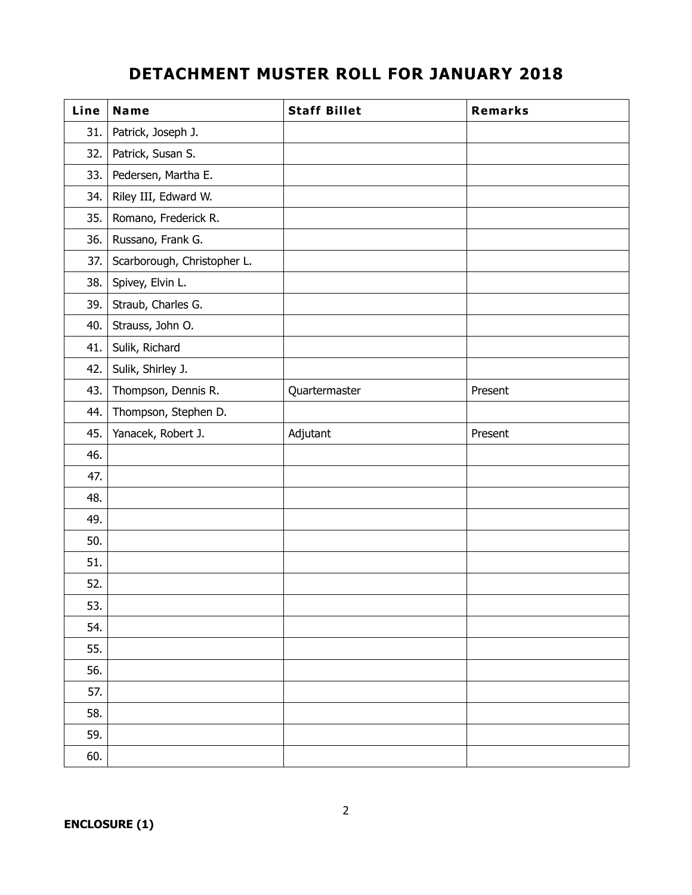# DETACHMENT MUSTER ROLL FOR JANUARY 2018

| Line | Name | Staff Billet | Remarks |
|---|---|---|---|
| 31. | Patrick, Joseph J. | | |
| 32. | Patrick, Susan S. | | |
| 33. | Pedersen, Martha E. | | |
| 34. | Riley III, Edward W. | | |
| 35. | Romano, Frederick R. | | |
| 36. | Russano, Frank G. | | |
| 37. | Scarborough, Christopher L. | | |
| 38. | Spivey, Elvin L. | | |
| 39. | Straub, Charles G. | | |
| 40. | Strauss, John O. | | |
| 41. | Sulik, Richard | | |
| 42. | Sulik, Shirley J. | | |
| 43. | Thompson, Dennis R. | Quartermaster | Present |
| 44. | Thompson, Stephen D. | | |
| 45. | Yanacek, Robert J. | Adjutant | Present |
| 46. | | | |
| 47. | | | |
| 48. | | | |
| 49. | | | |
| 50. | | | |
| 51. | | | |
| 52. | | | |
| 53. | | | |
| 54. | | | |
| 55. | | | |
| 56. | | | |
| 57. | | | |
| 58. | | | |
| 59. | | | |
| 60. | | | |

**ENCLOSURE (1)**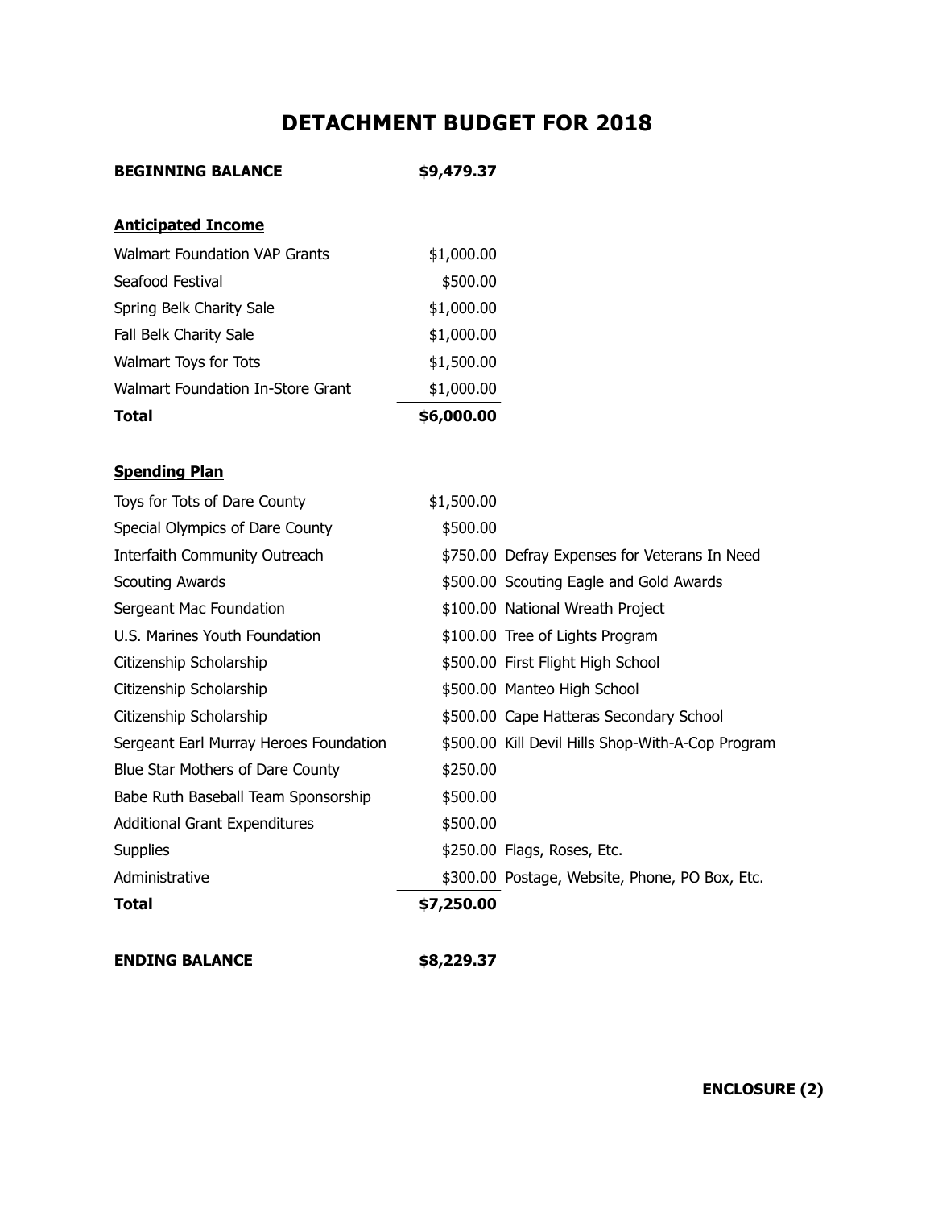# DETACHMENT BUDGET FOR 2018

| | | |
|---|---|---|
| **BEGINNING BALANCE** | **$9,479.37** | |
| | | |
| **Anticipated Income** | | |
| Walmart Foundation VAP Grants | $1,000.00 | |
| Seafood Festival | $500.00 | |
| Spring Belk Charity Sale | $1,000.00 | |
| Fall Belk Charity Sale | $1,000.00 | |
| Walmart Toys for Tots | $1,500.00 | |
| Walmart Foundation In-Store Grant | $1,000.00 | |
| **Total** | **$6,000.00** | |
| | | |
| **Spending Plan** | | |
| Toys for Tots of Dare County | $1,500.00 | |
| Special Olympics of Dare County | $500.00 | |
| Interfaith Community Outreach | $750.00 | Defray Expenses for Veterans In Need |
| Scouting Awards | $500.00 | Scouting Eagle and Gold Awards |
| Sergeant Mac Foundation | $100.00 | National Wreath Project |
| U.S. Marines Youth Foundation | $100.00 | Tree of Lights Program |
| Citizenship Scholarship | $500.00 | First Flight High School |
| Citizenship Scholarship | $500.00 | Manteo High School |
| Citizenship Scholarship | $500.00 | Cape Hatteras Secondary School |
| Sergeant Earl Murray Heroes Foundation | $500.00 | Kill Devil Hills Shop-With-A-Cop Program |
| Blue Star Mothers of Dare County | $250.00 | |
| Babe Ruth Baseball Team Sponsorship | $500.00 | |
| Additional Grant Expenditures | $500.00 | |
| Supplies | $250.00 | Flags, Roses, Etc. |
| Administrative | $300.00 | Postage, Website, Phone, PO Box, Etc. |
| **Total** | **$7,250.00** | |
| | | |
| **ENDING BALANCE** | **$8,229.37** | |

**ENCLOSURE (2)**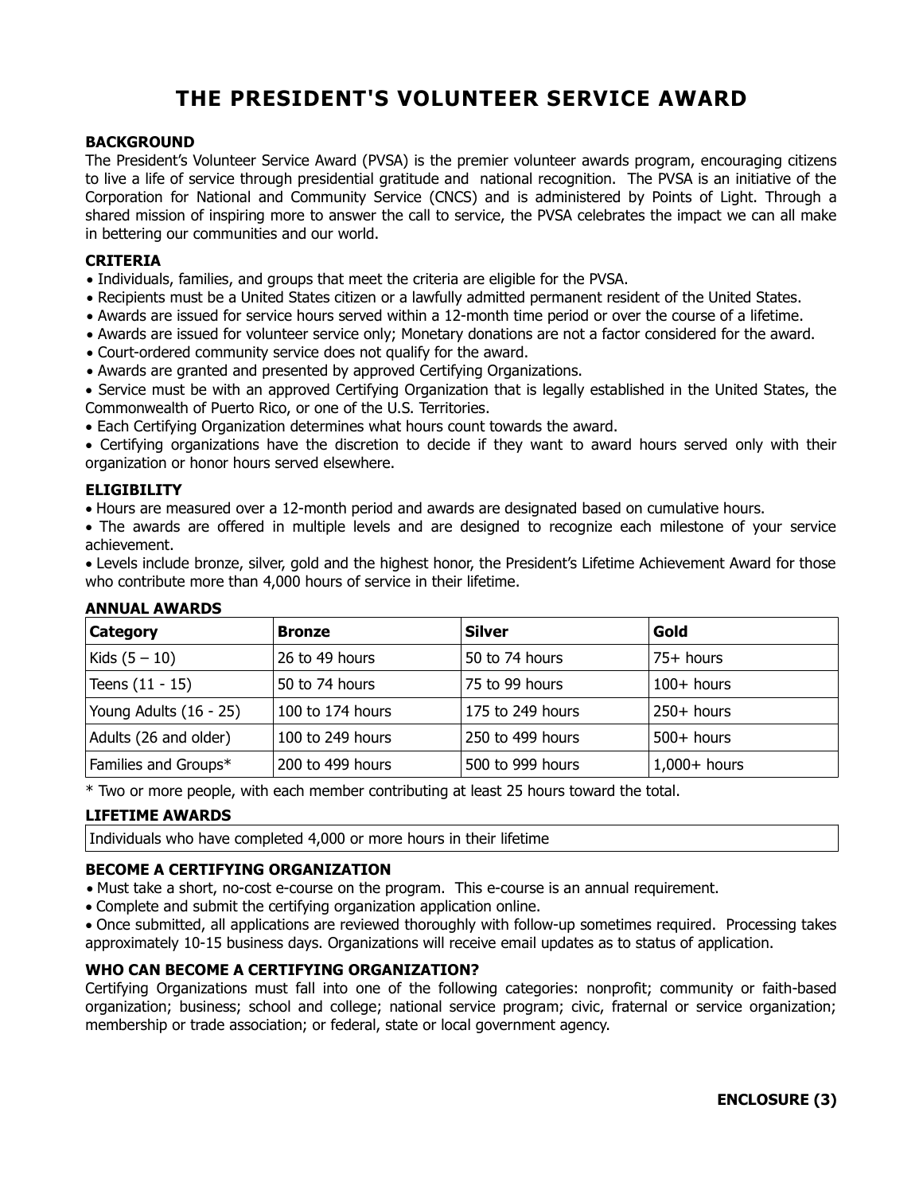# THE PRESIDENT'S VOLUNTEER SERVICE AWARD

**BACKGROUND**

The President's Volunteer Service Award (PVSA) is the premier volunteer awards program, encouraging citizens to live a life of service through presidential gratitude and national recognition. The PVSA is an initiative of the Corporation for National and Community Service (CNCS) and is administered by Points of Light. Through a shared mission of inspiring more to answer the call to service, the PVSA celebrates the impact we can all make in bettering our communities and our world.

**CRITERIA**

- Individuals, families, and groups that meet the criteria are eligible for the PVSA.
- Recipients must be a United States citizen or a lawfully admitted permanent resident of the United States.
- Awards are issued for service hours served within a 12-month time period or over the course of a lifetime.
- Awards are issued for volunteer service only; Monetary donations are not a factor considered for the award.
- Court-ordered community service does not qualify for the award.
- Awards are granted and presented by approved Certifying Organizations.
- Service must be with an approved Certifying Organization that is legally established in the United States, the Commonwealth of Puerto Rico, or one of the U.S. Territories.
- Each Certifying Organization determines what hours count towards the award.
- Certifying organizations have the discretion to decide if they want to award hours served only with their organization or honor hours served elsewhere.

**ELIGIBILITY**

- Hours are measured over a 12-month period and awards are designated based on cumulative hours.
- The awards are offered in multiple levels and are designed to recognize each milestone of your service achievement.
- Levels include bronze, silver, gold and the highest honor, the President's Lifetime Achievement Award for those who contribute more than 4,000 hours of service in their lifetime.

**ANNUAL AWARDS**

| Category | Bronze | Silver | Gold |
|---|---|---|---|
| Kids (5 – 10) | 26 to 49 hours | 50 to 74 hours | 75+ hours |
| Teens (11 - 15) | 50 to 74 hours | 75 to 99 hours | 100+ hours |
| Young Adults (16 - 25) | 100 to 174 hours | 175 to 249 hours | 250+ hours |
| Adults (26 and older) | 100 to 249 hours | 250 to 499 hours | 500+ hours |
| Families and Groups* | 200 to 499 hours | 500 to 999 hours | 1,000+ hours |

* Two or more people, with each member contributing at least 25 hours toward the total.

**LIFETIME AWARDS**

Individuals who have completed 4,000 or more hours in their lifetime

**BECOME A CERTIFYING ORGANIZATION**

- Must take a short, no-cost e-course on the program. This e-course is an annual requirement.
- Complete and submit the certifying organization application online.
- Once submitted, all applications are reviewed thoroughly with follow-up sometimes required. Processing takes approximately 10-15 business days. Organizations will receive email updates as to status of application.

**WHO CAN BECOME A CERTIFYING ORGANIZATION?**

Certifying Organizations must fall into one of the following categories: nonprofit; community or faith-based organization; business; school and college; national service program; civic, fraternal or service organization; membership or trade association; or federal, state or local government agency.

**ENCLOSURE (3)**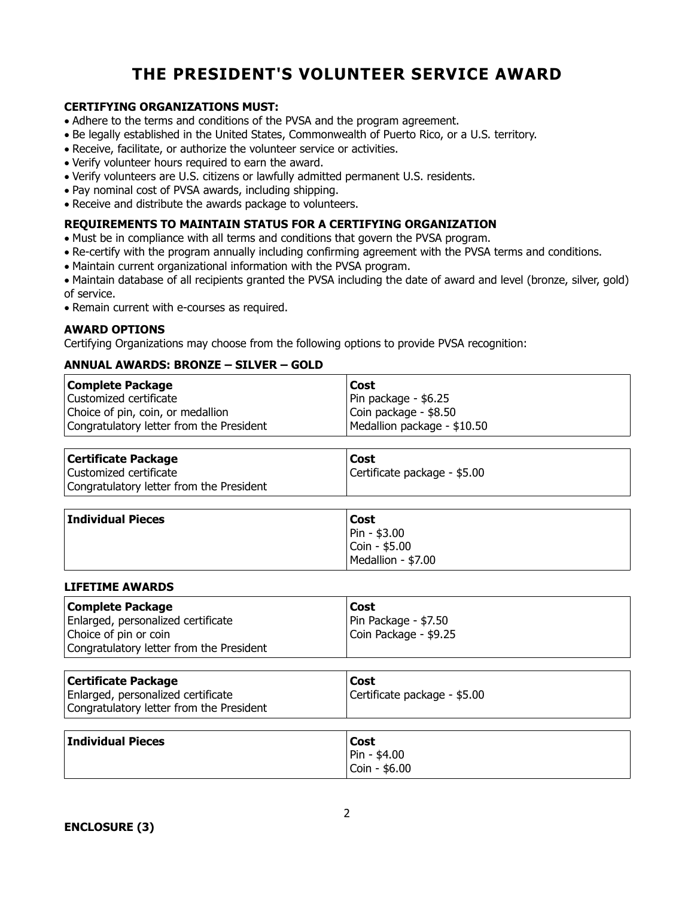# THE PRESIDENT'S VOLUNTEER SERVICE AWARD

**CERTIFYING ORGANIZATIONS MUST:**

- Adhere to the terms and conditions of the PVSA and the program agreement.
- Be legally established in the United States, Commonwealth of Puerto Rico, or a U.S. territory.
- Receive, facilitate, or authorize the volunteer service or activities.
- Verify volunteer hours required to earn the award.
- Verify volunteers are U.S. citizens or lawfully admitted permanent U.S. residents.
- Pay nominal cost of PVSA awards, including shipping.
- Receive and distribute the awards package to volunteers.

**REQUIREMENTS TO MAINTAIN STATUS FOR A CERTIFYING ORGANIZATION**

- Must be in compliance with all terms and conditions that govern the PVSA program.
- Re-certify with the program annually including confirming agreement with the PVSA terms and conditions.
- Maintain current organizational information with the PVSA program.
- Maintain database of all recipients granted the PVSA including the date of award and level (bronze, silver, gold) of service.
- Remain current with e-courses as required.

**AWARD OPTIONS**

Certifying Organizations may choose from the following options to provide PVSA recognition:

**ANNUAL AWARDS: BRONZE – SILVER – GOLD**

| **Complete Package** | **Cost** |
|---|---|
| Customized certificate | Pin package - $6.25 |
| Choice of pin, coin, or medallion | Coin package - $8.50 |
| Congratulatory letter from the President | Medallion package - $10.50 |

| **Certificate Package** | **Cost** |
|---|---|
| Customized certificate | Certificate package - $5.00 |
| Congratulatory letter from the President | |

| **Individual Pieces** | **Cost** |
|---|---|
| | Pin - $3.00 |
| | Coin - $5.00 |
| | Medallion - $7.00 |

**LIFETIME AWARDS**

| **Complete Package** | **Cost** |
|---|---|
| Enlarged, personalized certificate | Pin Package - $7.50 |
| Choice of pin or coin | Coin Package - $9.25 |
| Congratulatory letter from the President | |

| **Certificate Package** | **Cost** |
|---|---|
| Enlarged, personalized certificate | Certificate package - $5.00 |
| Congratulatory letter from the President | |

| **Individual Pieces** | **Cost** |
|---|---|
| | Pin - $4.00 |
| | Coin - $6.00 |

**ENCLOSURE (3)**